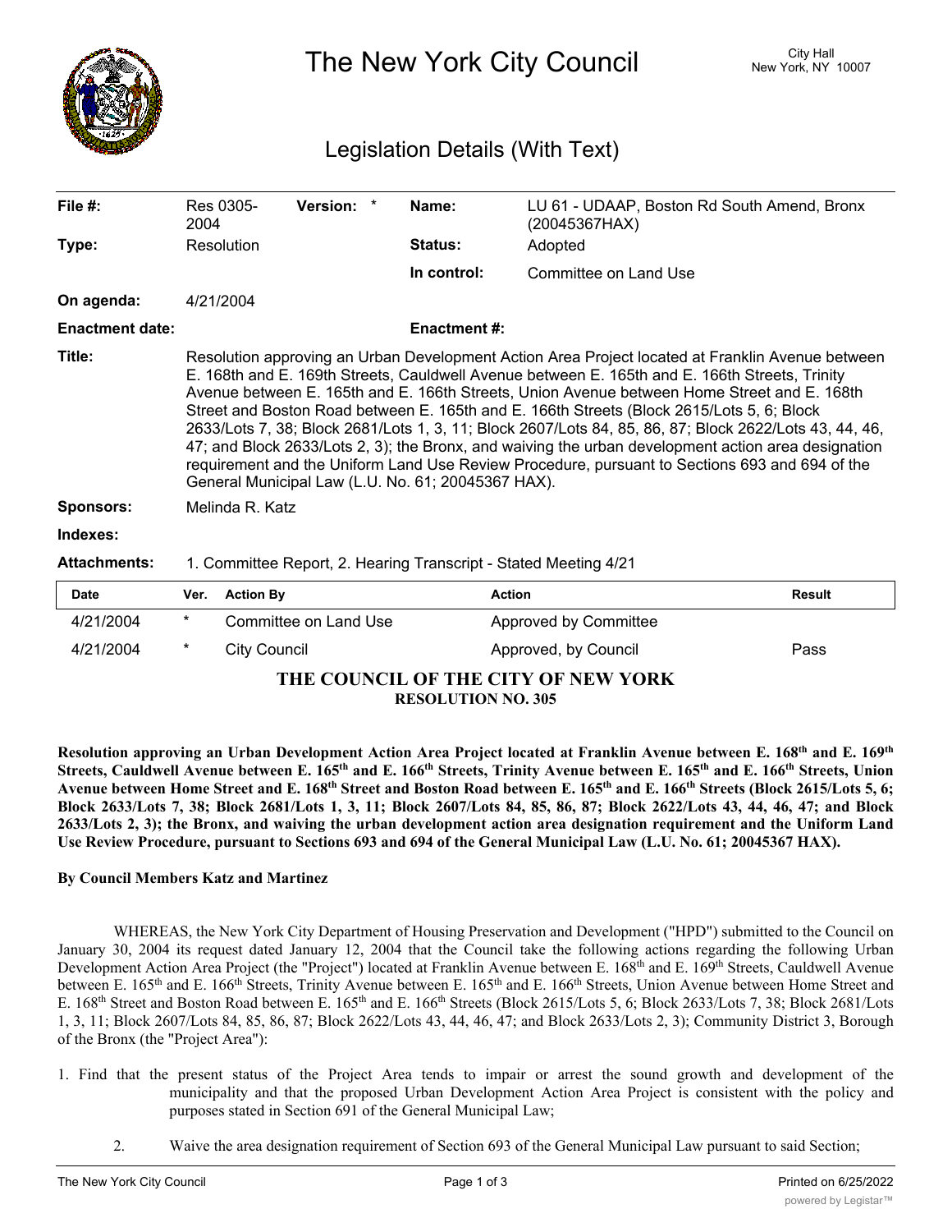# The New York City Council

City Hall
New York, NY 10007

## Legislation Details (With Text)

| | | | |
|---|---|---|---|
| **File #:** | Res 0305-2004 **Version:** * | **Name:** | LU 61 - UDAAP, Boston Rd South Amend, Bronx (20045367HAX) |
| **Type:** | Resolution | **Status:** | Adopted |
| | | **In control:** | Committee on Land Use |
| **On agenda:** | 4/21/2004 | | |
| **Enactment date:** | | **Enactment #:** | |

**Title:** Resolution approving an Urban Development Action Area Project located at Franklin Avenue between E. 168th and E. 169th Streets, Cauldwell Avenue between E. 165th and E. 166th Streets, Trinity Avenue between E. 165th and E. 166th Streets, Union Avenue between Home Street and E. 168th Street and Boston Road between E. 165th and E. 166th Streets (Block 2615/Lots 5, 6; Block 2633/Lots 7, 38; Block 2681/Lots 1, 3, 11; Block 2607/Lots 84, 85, 86, 87; Block 2622/Lots 43, 44, 46, 47; and Block 2633/Lots 2, 3); the Bronx, and waiving the urban development action area designation requirement and the Uniform Land Use Review Procedure, pursuant to Sections 693 and 694 of the General Municipal Law (L.U. No. 61; 20045367 HAX).

**Sponsors:** Melinda R. Katz

**Indexes:**

**Attachments:** 1. Committee Report, 2. Hearing Transcript - Stated Meeting 4/21

| Date | Ver. | Action By | Action | Result |
|---|---|---|---|---|
| 4/21/2004 | * | Committee on Land Use | Approved by Committee | |
| 4/21/2004 | * | City Council | Approved, by Council | Pass |

**THE COUNCIL OF THE CITY OF NEW YORK**
**RESOLUTION NO. 305**

**Resolution approving an Urban Development Action Area Project located at Franklin Avenue between E. 168th and E. 169th Streets, Cauldwell Avenue between E. 165th and E. 166th Streets, Trinity Avenue between E. 165th and E. 166th Streets, Union Avenue between Home Street and E. 168th Street and Boston Road between E. 165th and E. 166th Streets (Block 2615/Lots 5, 6; Block 2633/Lots 7, 38; Block 2681/Lots 1, 3, 11; Block 2607/Lots 84, 85, 86, 87; Block 2622/Lots 43, 44, 46, 47; and Block 2633/Lots 2, 3); the Bronx, and waiving the urban development action area designation requirement and the Uniform Land Use Review Procedure, pursuant to Sections 693 and 694 of the General Municipal Law (L.U. No. 61; 20045367 HAX).**

**By Council Members Katz and Martinez**

WHEREAS, the New York City Department of Housing Preservation and Development ("HPD") submitted to the Council on January 30, 2004 its request dated January 12, 2004 that the Council take the following actions regarding the following Urban Development Action Area Project (the "Project") located at Franklin Avenue between E. 168th and E. 169th Streets, Cauldwell Avenue between E. 165th and E. 166th Streets, Trinity Avenue between E. 165th and E. 166th Streets, Union Avenue between Home Street and E. 168th Street and Boston Road between E. 165th and E. 166th Streets (Block 2615/Lots 5, 6; Block 2633/Lots 7, 38; Block 2681/Lots 1, 3, 11; Block 2607/Lots 84, 85, 86, 87; Block 2622/Lots 43, 44, 46, 47; and Block 2633/Lots 2, 3); Community District 3, Borough of the Bronx (the "Project Area"):

1. Find that the present status of the Project Area tends to impair or arrest the sound growth and development of the municipality and that the proposed Urban Development Action Area Project is consistent with the policy and purposes stated in Section 691 of the General Municipal Law;

2. Waive the area designation requirement of Section 693 of the General Municipal Law pursuant to said Section;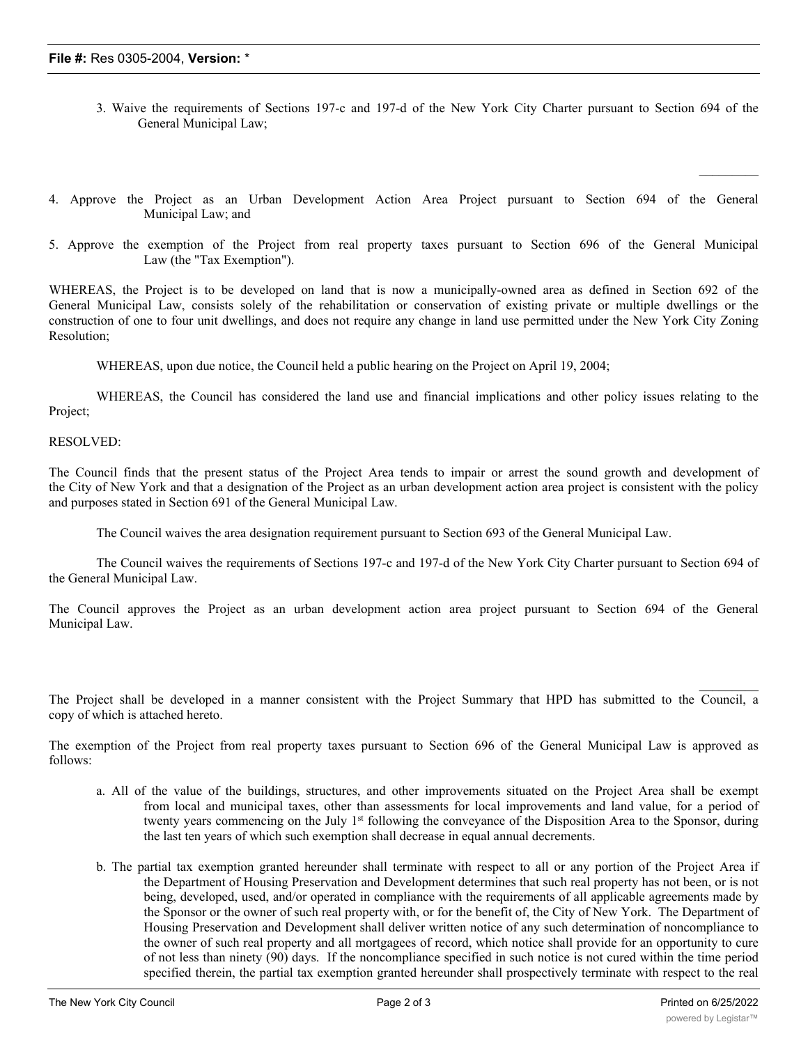3. Waive the requirements of Sections 197-c and 197-d of the New York City Charter pursuant to Section 694 of the General Municipal Law;

4. Approve the Project as an Urban Development Action Area Project pursuant to Section 694 of the General Municipal Law; and

5. Approve the exemption of the Project from real property taxes pursuant to Section 696 of the General Municipal Law (the "Tax Exemption").

WHEREAS, the Project is to be developed on land that is now a municipally-owned area as defined in Section 692 of the General Municipal Law, consists solely of the rehabilitation or conservation of existing private or multiple dwellings or the construction of one to four unit dwellings, and does not require any change in land use permitted under the New York City Zoning Resolution;

WHEREAS, upon due notice, the Council held a public hearing on the Project on April 19, 2004;

WHEREAS, the Council has considered the land use and financial implications and other policy issues relating to the Project;

RESOLVED:

The Council finds that the present status of the Project Area tends to impair or arrest the sound growth and development of the City of New York and that a designation of the Project as an urban development action area project is consistent with the policy and purposes stated in Section 691 of the General Municipal Law.

The Council waives the area designation requirement pursuant to Section 693 of the General Municipal Law.

The Council waives the requirements of Sections 197-c and 197-d of the New York City Charter pursuant to Section 694 of the General Municipal Law.

The Council approves the Project as an urban development action area project pursuant to Section 694 of the General Municipal Law.

The Project shall be developed in a manner consistent with the Project Summary that HPD has submitted to the Council, a copy of which is attached hereto.

The exemption of the Project from real property taxes pursuant to Section 696 of the General Municipal Law is approved as follows:

a. All of the value of the buildings, structures, and other improvements situated on the Project Area shall be exempt from local and municipal taxes, other than assessments for local improvements and land value, for a period of twenty years commencing on the July 1st following the conveyance of the Disposition Area to the Sponsor, during the last ten years of which such exemption shall decrease in equal annual decrements.

b. The partial tax exemption granted hereunder shall terminate with respect to all or any portion of the Project Area if the Department of Housing Preservation and Development determines that such real property has not been, or is not being, developed, used, and/or operated in compliance with the requirements of all applicable agreements made by the Sponsor or the owner of such real property with, or for the benefit of, the City of New York. The Department of Housing Preservation and Development shall deliver written notice of any such determination of noncompliance to the owner of such real property and all mortgagees of record, which notice shall provide for an opportunity to cure of not less than ninety (90) days. If the noncompliance specified in such notice is not cured within the time period specified therein, the partial tax exemption granted hereunder shall prospectively terminate with respect to the real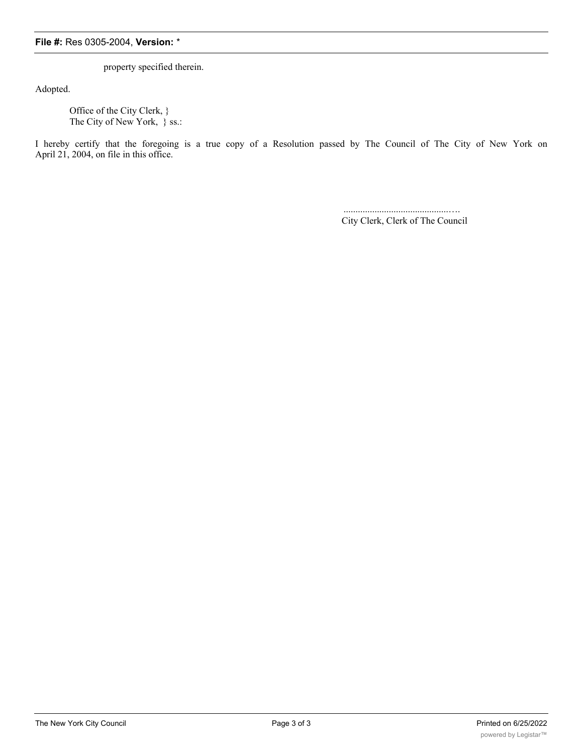property specified therein.

Adopted.

Office of the City Clerk, }
The City of New York, } ss.:

I hereby certify that the foregoing is a true copy of a Resolution passed by The Council of The City of New York on April 21, 2004, on file in this office.

..............................................…
City Clerk, Clerk of The Council